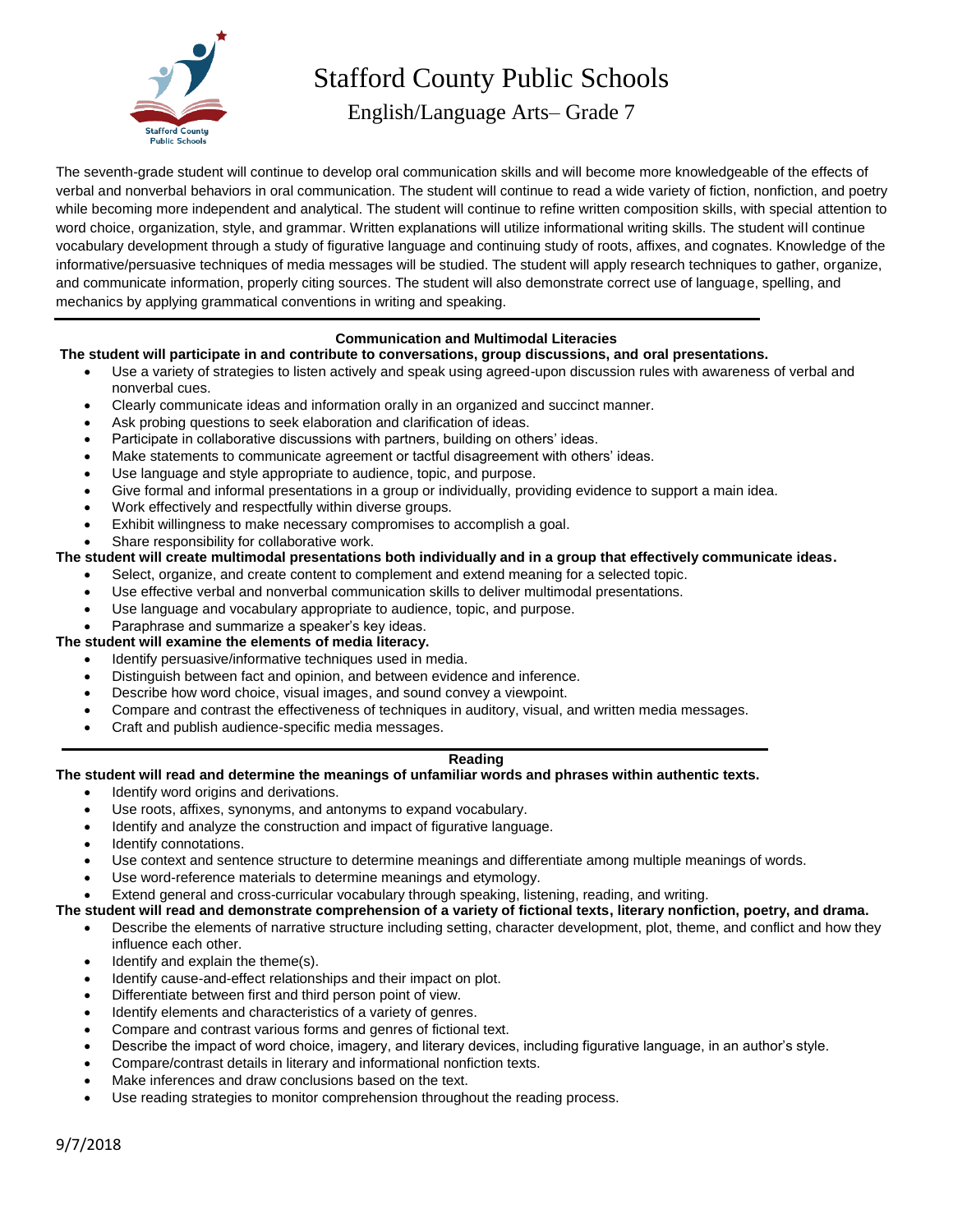# Stafford County Public Schools

## English/Language Arts– Grade 7

The seventh-grade student will continue to develop oral communication skills and will become more knowledgeable of the effects of verbal and nonverbal behaviors in oral communication. The student will continue to read a wide variety of fiction, nonfiction, and poetry while becoming more independent and analytical. The student will continue to refine written composition skills, with special attention to word choice, organization, style, and grammar. Written explanations will utilize informational writing skills. The student will continue vocabulary development through a study of figurative language and continuing study of roots, affixes, and cognates. Knowledge of the informative/persuasive techniques of media messages will be studied. The student will apply research techniques to gather, organize, and communicate information, properly citing sources. The student will also demonstrate correct use of language, spelling, and mechanics by applying grammatical conventions in writing and speaking.

---

### Communication and Multimodal Literacies

**The student will participate in and contribute to conversations, group discussions, and oral presentations.**

- Use a variety of strategies to listen actively and speak using agreed-upon discussion rules with awareness of verbal and nonverbal cues.
- Clearly communicate ideas and information orally in an organized and succinct manner.
- Ask probing questions to seek elaboration and clarification of ideas.
- Participate in collaborative discussions with partners, building on others' ideas.
- Make statements to communicate agreement or tactful disagreement with others' ideas.
- Use language and style appropriate to audience, topic, and purpose.
- Give formal and informal presentations in a group or individually, providing evidence to support a main idea.
- Work effectively and respectfully within diverse groups.
- Exhibit willingness to make necessary compromises to accomplish a goal.
- Share responsibility for collaborative work.

**The student will create multimodal presentations both individually and in a group that effectively communicate ideas.**

- Select, organize, and create content to complement and extend meaning for a selected topic.
- Use effective verbal and nonverbal communication skills to deliver multimodal presentations.
- Use language and vocabulary appropriate to audience, topic, and purpose.
- Paraphrase and summarize a speaker's key ideas.

**The student will examine the elements of media literacy.**

- Identify persuasive/informative techniques used in media.
- Distinguish between fact and opinion, and between evidence and inference.
- Describe how word choice, visual images, and sound convey a viewpoint.
- Compare and contrast the effectiveness of techniques in auditory, visual, and written media messages.
- Craft and publish audience-specific media messages.

---

### Reading

**The student will read and determine the meanings of unfamiliar words and phrases within authentic texts.**

- Identify word origins and derivations.
- Use roots, affixes, synonyms, and antonyms to expand vocabulary.
- Identify and analyze the construction and impact of figurative language.
- Identify connotations.
- Use context and sentence structure to determine meanings and differentiate among multiple meanings of words.
- Use word-reference materials to determine meanings and etymology.
- Extend general and cross-curricular vocabulary through speaking, listening, reading, and writing.

**The student will read and demonstrate comprehension of a variety of fictional texts, literary nonfiction, poetry, and drama.**

- Describe the elements of narrative structure including setting, character development, plot, theme, and conflict and how they influence each other.
- Identify and explain the theme(s).
- Identify cause-and-effect relationships and their impact on plot.
- Differentiate between first and third person point of view.
- Identify elements and characteristics of a variety of genres.
- Compare and contrast various forms and genres of fictional text.
- Describe the impact of word choice, imagery, and literary devices, including figurative language, in an author's style.
- Compare/contrast details in literary and informational nonfiction texts.
- Make inferences and draw conclusions based on the text.
- Use reading strategies to monitor comprehension throughout the reading process.

9/7/2018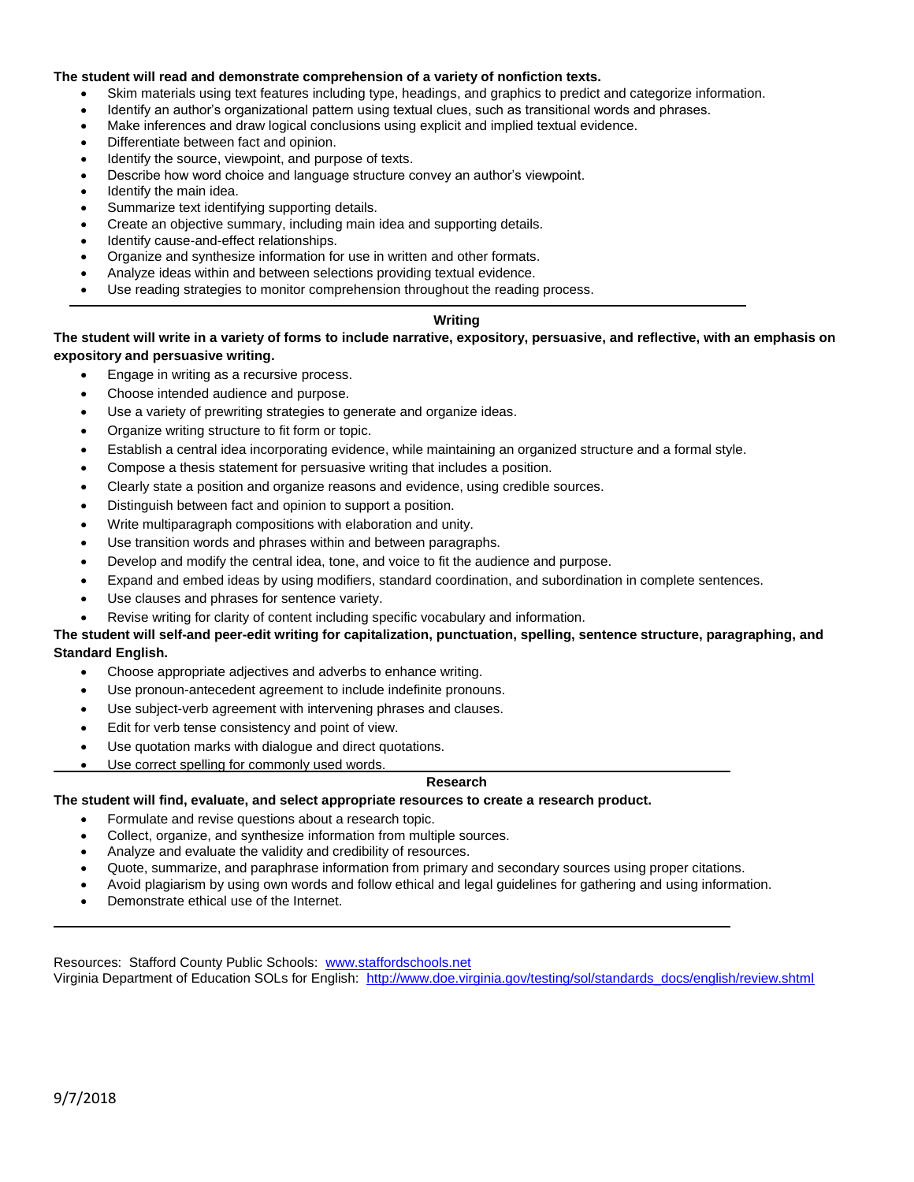**The student will read and demonstrate comprehension of a variety of nonfiction texts.**

- Skim materials using text features including type, headings, and graphics to predict and categorize information.
- Identify an author's organizational pattern using textual clues, such as transitional words and phrases.
- Make inferences and draw logical conclusions using explicit and implied textual evidence.
- Differentiate between fact and opinion.
- Identify the source, viewpoint, and purpose of texts.
- Describe how word choice and language structure convey an author's viewpoint.
- Identify the main idea.
- Summarize text identifying supporting details.
- Create an objective summary, including main idea and supporting details.
- Identify cause-and-effect relationships.
- Organize and synthesize information for use in written and other formats.
- Analyze ideas within and between selections providing textual evidence.
- Use reading strategies to monitor comprehension throughout the reading process.

## Writing

**The student will write in a variety of forms to include narrative, expository, persuasive, and reflective, with an emphasis on expository and persuasive writing.**

- Engage in writing as a recursive process.
- Choose intended audience and purpose.
- Use a variety of prewriting strategies to generate and organize ideas.
- Organize writing structure to fit form or topic.
- Establish a central idea incorporating evidence, while maintaining an organized structure and a formal style.
- Compose a thesis statement for persuasive writing that includes a position.
- Clearly state a position and organize reasons and evidence, using credible sources.
- Distinguish between fact and opinion to support a position.
- Write multiparagraph compositions with elaboration and unity.
- Use transition words and phrases within and between paragraphs.
- Develop and modify the central idea, tone, and voice to fit the audience and purpose.
- Expand and embed ideas by using modifiers, standard coordination, and subordination in complete sentences.
- Use clauses and phrases for sentence variety.
- Revise writing for clarity of content including specific vocabulary and information.

**The student will self-and peer-edit writing for capitalization, punctuation, spelling, sentence structure, paragraphing, and Standard English.**

- Choose appropriate adjectives and adverbs to enhance writing.
- Use pronoun-antecedent agreement to include indefinite pronouns.
- Use subject-verb agreement with intervening phrases and clauses.
- Edit for verb tense consistency and point of view.
- Use quotation marks with dialogue and direct quotations.
- Use correct spelling for commonly used words.

## Research

**The student will find, evaluate, and select appropriate resources to create a research product.**

- Formulate and revise questions about a research topic.
- Collect, organize, and synthesize information from multiple sources.
- Analyze and evaluate the validity and credibility of resources.
- Quote, summarize, and paraphrase information from primary and secondary sources using proper citations.
- Avoid plagiarism by using own words and follow ethical and legal guidelines for gathering and using information.
- Demonstrate ethical use of the Internet.

---

Resources: Stafford County Public Schools: [www.staffordschools.net](http://www.staffordschools.net)
Virginia Department of Education SOLs for English: [http://www.doe.virginia.gov/testing/sol/standards_docs/english/review.shtml](http://www.doe.virginia.gov/testing/sol/standards_docs/english/review.shtml)

9/7/2018